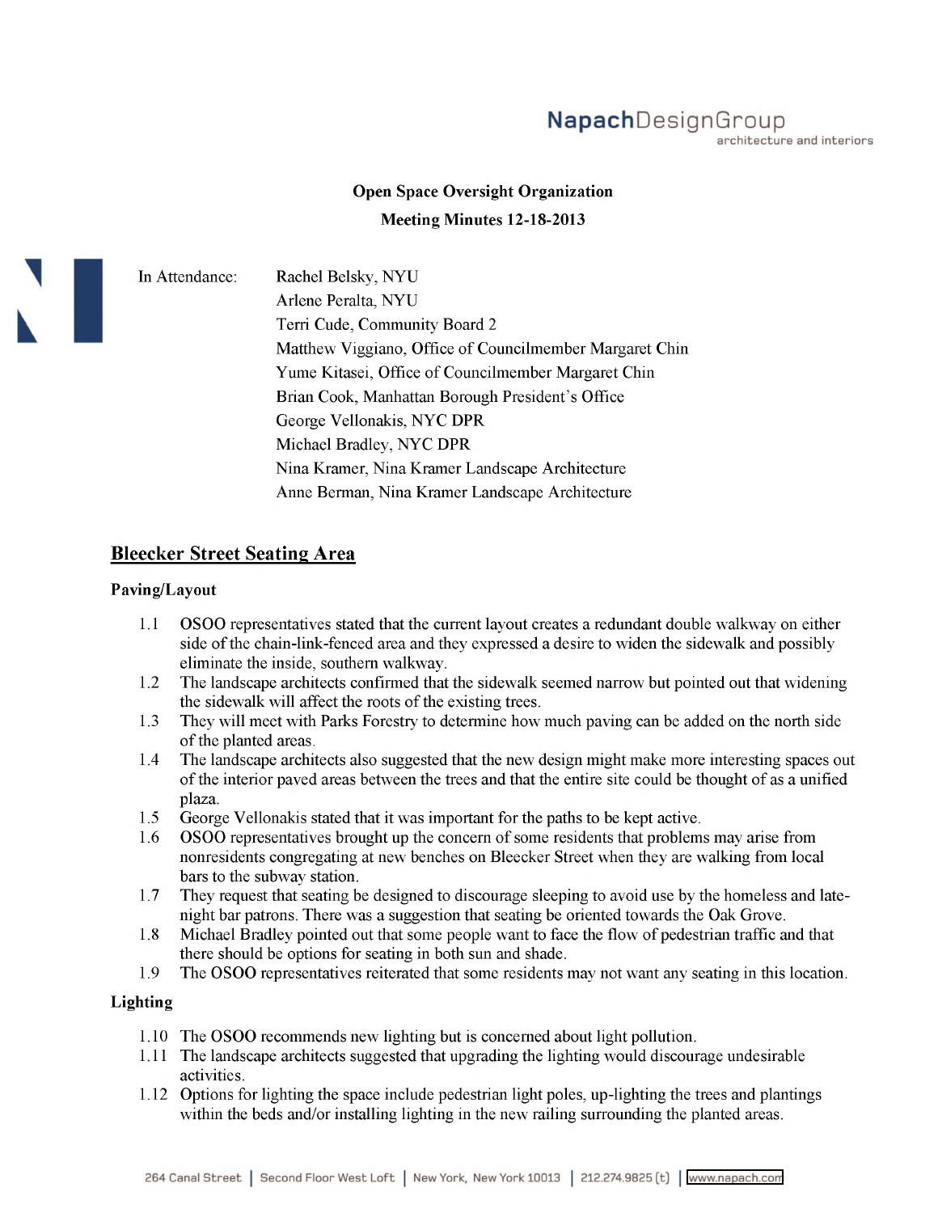NapachDesignGroup
architecture and interiors

**Open Space Oversight Organization**

**Meeting Minutes 12-18-2013**

In Attendance:

- Rachel Belsky, NYU
- Arlene Peralta, NYU
- Terri Cude, Community Board 2
- Matthew Viggiano, Office of Councilmember Margaret Chin
- Yume Kitasei, Office of Councilmember Margaret Chin
- Brian Cook, Manhattan Borough President's Office
- George Vellonakis, NYC DPR
- Michael Bradley, NYC DPR
- Nina Kramer, Nina Kramer Landscape Architecture
- Anne Berman, Nina Kramer Landscape Architecture

## Bleecker Street Seating Area

### Paving/Layout

1.1 OSOO representatives stated that the current layout creates a redundant double walkway on either side of the chain-link-fenced area and they expressed a desire to widen the sidewalk and possibly eliminate the inside, southern walkway.

1.2 The landscape architects confirmed that the sidewalk seemed narrow but pointed out that widening the sidewalk will affect the roots of the existing trees.

1.3 They will meet with Parks Forestry to determine how much paving can be added on the north side of the planted areas.

1.4 The landscape architects also suggested that the new design might make more interesting spaces out of the interior paved areas between the trees and that the entire site could be thought of as a unified plaza.

1.5 George Vellonakis stated that it was important for the paths to be kept active.

1.6 OSOO representatives brought up the concern of some residents that problems may arise from nonresidents congregating at new benches on Bleecker Street when they are walking from local bars to the subway station.

1.7 They request that seating be designed to discourage sleeping to avoid use by the homeless and late-night bar patrons. There was a suggestion that seating be oriented towards the Oak Grove.

1.8 Michael Bradley pointed out that some people want to face the flow of pedestrian traffic and that there should be options for seating in both sun and shade.

1.9 The OSOO representatives reiterated that some residents may not want any seating in this location.

### Lighting

1.10 The OSOO recommends new lighting but is concerned about light pollution.

1.11 The landscape architects suggested that upgrading the lighting would discourage undesirable activities.

1.12 Options for lighting the space include pedestrian light poles, up-lighting the trees and plantings within the beds and/or installing lighting in the new railing surrounding the planted areas.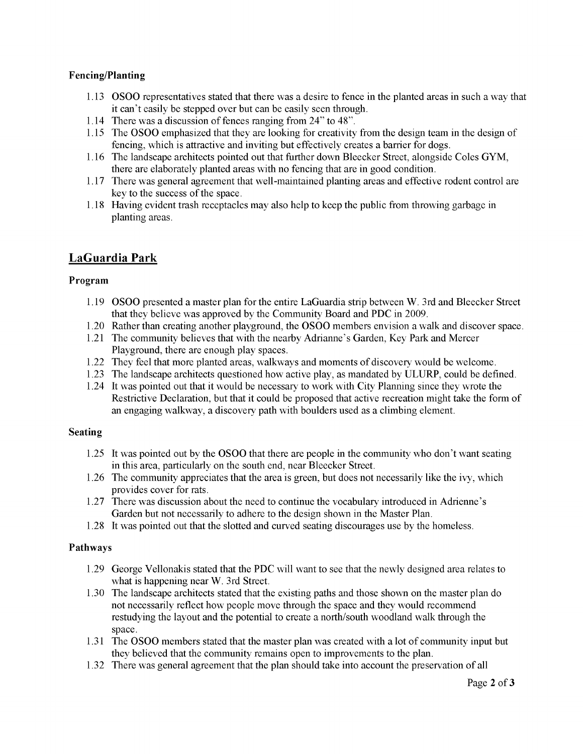### Fencing/Planting

1.13 OSOO representatives stated that there was a desire to fence in the planted areas in such a way that it can't easily be stepped over but can be easily seen through.
1.14 There was a discussion of fences ranging from 24" to 48".
1.15 The OSOO emphasized that they are looking for creativity from the design team in the design of fencing, which is attractive and inviting but effectively creates a barrier for dogs.
1.16 The landscape architects pointed out that further down Bleecker Street, alongside Coles GYM, there are elaborately planted areas with no fencing that are in good condition.
1.17 There was general agreement that well-maintained planting areas and effective rodent control are key to the success of the space.
1.18 Having evident trash receptacles may also help to keep the public from throwing garbage in planting areas.

## LaGuardia Park

### Program

1.19 OSOO presented a master plan for the entire LaGuardia strip between W. 3rd and Bleecker Street that they believe was approved by the Community Board and PDC in 2009.
1.20 Rather than creating another playground, the OSOO members envision a walk and discover space.
1.21 The community believes that with the nearby Adrianne's Garden, Key Park and Mercer Playground, there are enough play spaces.
1.22 They feel that more planted areas, walkways and moments of discovery would be welcome.
1.23 The landscape architects questioned how active play, as mandated by ULURP, could be defined.
1.24 It was pointed out that it would be necessary to work with City Planning since they wrote the Restrictive Declaration, but that it could be proposed that active recreation might take the form of an engaging walkway, a discovery path with boulders used as a climbing element.

### Seating

1.25 It was pointed out by the OSOO that there are people in the community who don't want seating in this area, particularly on the south end, near Bleecker Street.
1.26 The community appreciates that the area is green, but does not necessarily like the ivy, which provides cover for rats.
1.27 There was discussion about the need to continue the vocabulary introduced in Adrienne's Garden but not necessarily to adhere to the design shown in the Master Plan.
1.28 It was pointed out that the slotted and curved seating discourages use by the homeless.

### Pathways

1.29 George Vellonakis stated that the PDC will want to see that the newly designed area relates to what is happening near W. 3rd Street.
1.30 The landscape architects stated that the existing paths and those shown on the master plan do not necessarily reflect how people move through the space and they would recommend restudying the layout and the potential to create a north/south woodland walk through the space.
1.31 The OSOO members stated that the master plan was created with a lot of community input but they believed that the community remains open to improvements to the plan.
1.32 There was general agreement that the plan should take into account the preservation of all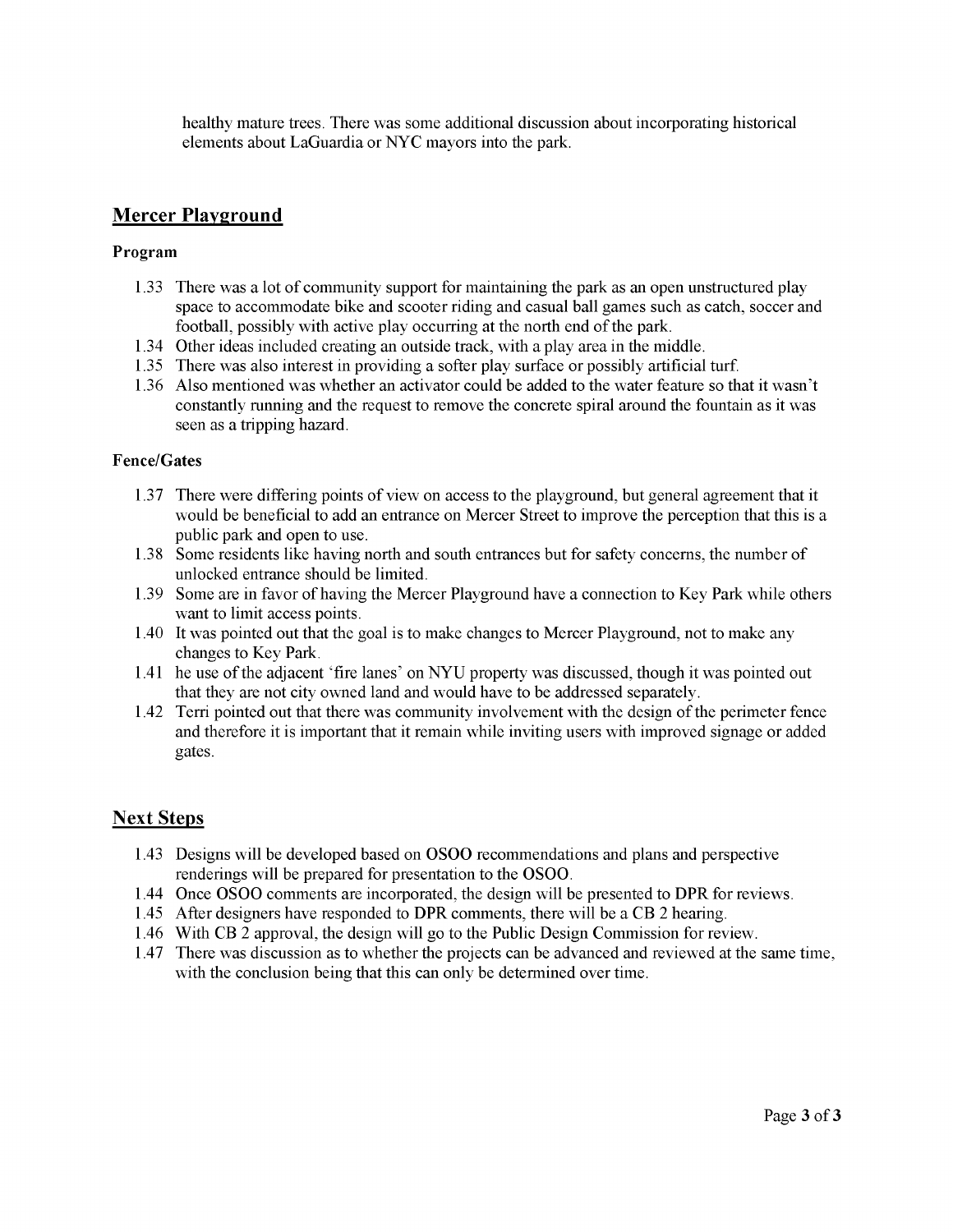healthy mature trees. There was some additional discussion about incorporating historical elements about LaGuardia or NYC mayors into the park.

## Mercer Playground

### Program

1.33 There was a lot of community support for maintaining the park as an open unstructured play space to accommodate bike and scooter riding and casual ball games such as catch, soccer and football, possibly with active play occurring at the north end of the park.

1.34 Other ideas included creating an outside track, with a play area in the middle.

1.35 There was also interest in providing a softer play surface or possibly artificial turf.

1.36 Also mentioned was whether an activator could be added to the water feature so that it wasn't constantly running and the request to remove the concrete spiral around the fountain as it was seen as a tripping hazard.

### Fence/Gates

1.37 There were differing points of view on access to the playground, but general agreement that it would be beneficial to add an entrance on Mercer Street to improve the perception that this is a public park and open to use.

1.38 Some residents like having north and south entrances but for safety concerns, the number of unlocked entrance should be limited.

1.39 Some are in favor of having the Mercer Playground have a connection to Key Park while others want to limit access points.

1.40 It was pointed out that the goal is to make changes to Mercer Playground, not to make any changes to Key Park.

1.41 he use of the adjacent 'fire lanes' on NYU property was discussed, though it was pointed out that they are not city owned land and would have to be addressed separately.

1.42 Terri pointed out that there was community involvement with the design of the perimeter fence and therefore it is important that it remain while inviting users with improved signage or added gates.

## Next Steps

1.43 Designs will be developed based on OSOO recommendations and plans and perspective renderings will be prepared for presentation to the OSOO.

1.44 Once OSOO comments are incorporated, the design will be presented to DPR for reviews.

1.45 After designers have responded to DPR comments, there will be a CB 2 hearing.

1.46 With CB 2 approval, the design will go to the Public Design Commission for review.

1.47 There was discussion as to whether the projects can be advanced and reviewed at the same time, with the conclusion being that this can only be determined over time.